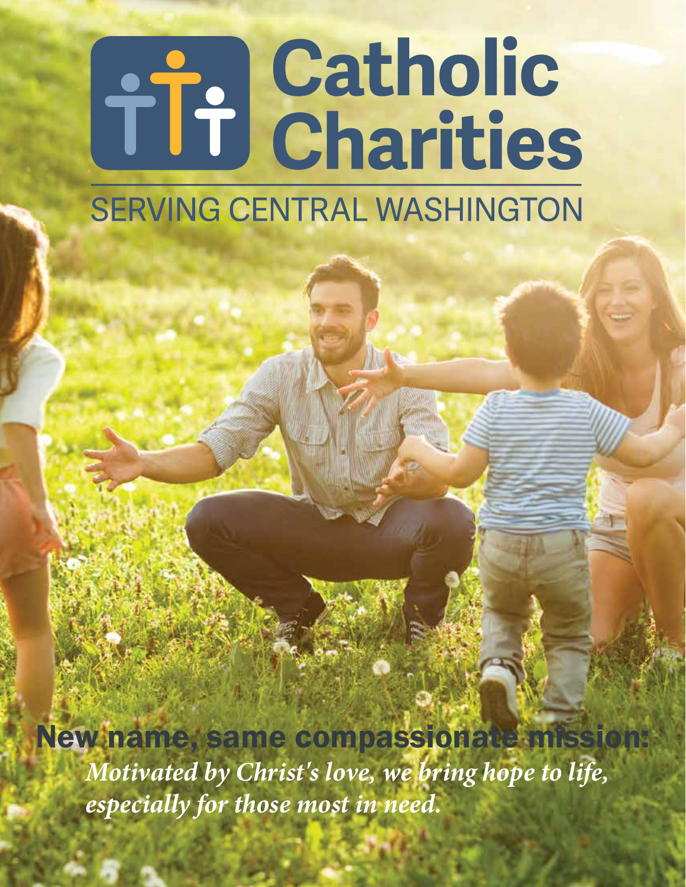# Catholic Charities

## SERVING CENTRAL WASHINGTON

**New name, same compassionate mission:**

***Motivated by Christ's love, we bring hope to life, especially for those most in need.***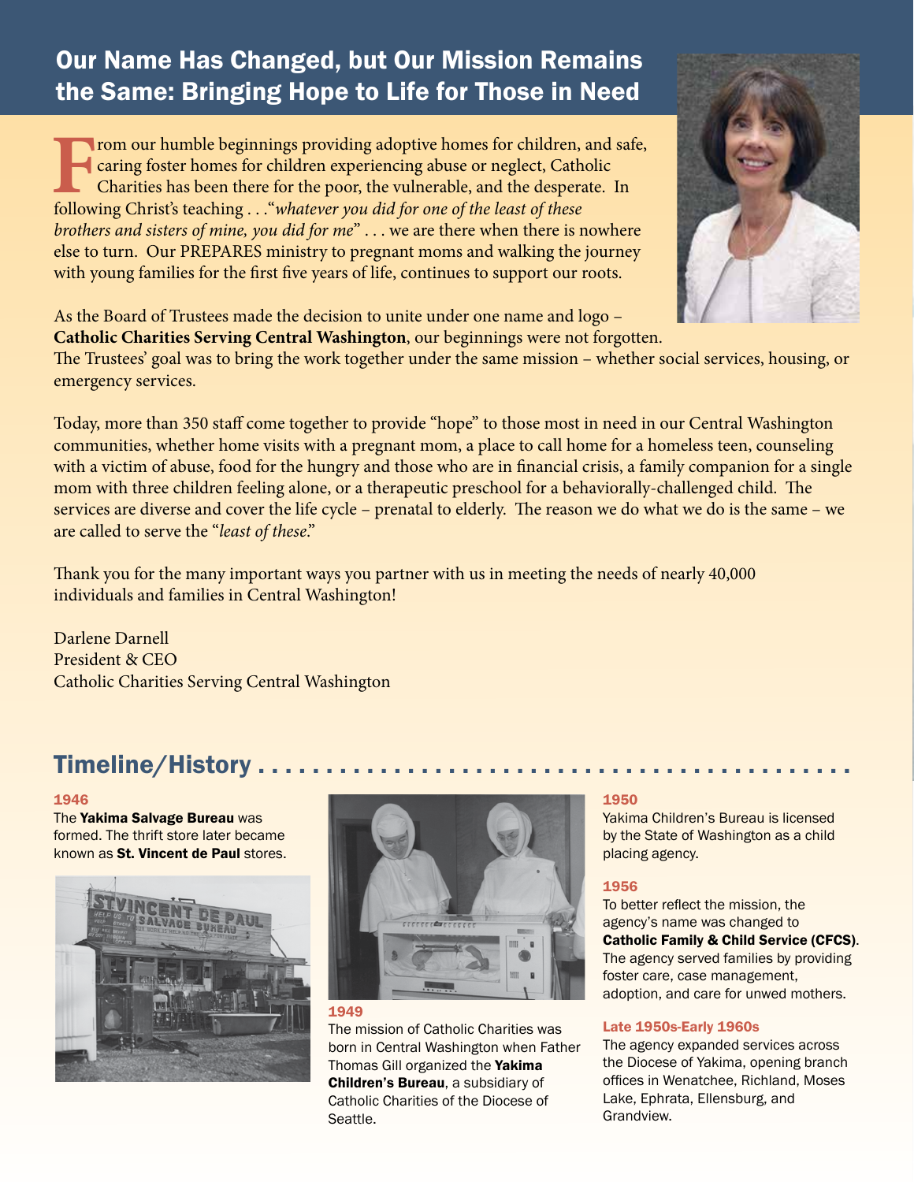## Our Name Has Changed, but Our Mission Remains the Same: Bringing Hope to Life for Those in Need

From our humble beginnings providing adoptive homes for children, and safe, caring foster homes for children experiencing abuse or neglect, Catholic Charities has been there for the poor, the vulnerable, and the desperate. In following Christ's teaching . . ."*whatever you did for one of the least of these brothers and sisters of mine, you did for me*" . . . we are there when there is nowhere else to turn. Our PREPARES ministry to pregnant moms and walking the journey with young families for the first five years of life, continues to support our roots.

As the Board of Trustees made the decision to unite under one name and logo – **Catholic Charities Serving Central Washington**, our beginnings were not forgotten. The Trustees' goal was to bring the work together under the same mission – whether social services, housing, or emergency services.

Today, more than 350 staff come together to provide "hope" to those most in need in our Central Washington communities, whether home visits with a pregnant mom, a place to call home for a homeless teen, counseling with a victim of abuse, food for the hungry and those who are in financial crisis, a family companion for a single mom with three children feeling alone, or a therapeutic preschool for a behaviorally-challenged child. The services are diverse and cover the life cycle – prenatal to elderly. The reason we do what we do is the same – we are called to serve the "*least of these*."

Thank you for the many important ways you partner with us in meeting the needs of nearly 40,000 individuals and families in Central Washington!

Darlene Darnell
President & CEO
Catholic Charities Serving Central Washington

## Timeline/History

**1946**
The **Yakima Salvage Bureau** was formed. The thrift store later became known as **St. Vincent de Paul** stores.

**1949**
The mission of Catholic Charities was born in Central Washington when Father Thomas Gill organized the **Yakima Children's Bureau**, a subsidiary of Catholic Charities of the Diocese of Seattle.

**1950**
Yakima Children's Bureau is licensed by the State of Washington as a child placing agency.

**1956**
To better reflect the mission, the agency's name was changed to **Catholic Family & Child Service (CFCS)**. The agency served families by providing foster care, case management, adoption, and care for unwed mothers.

**Late 1950s-Early 1960s**
The agency expanded services across the Diocese of Yakima, opening branch offices in Wenatchee, Richland, Moses Lake, Ephrata, Ellensburg, and Grandview.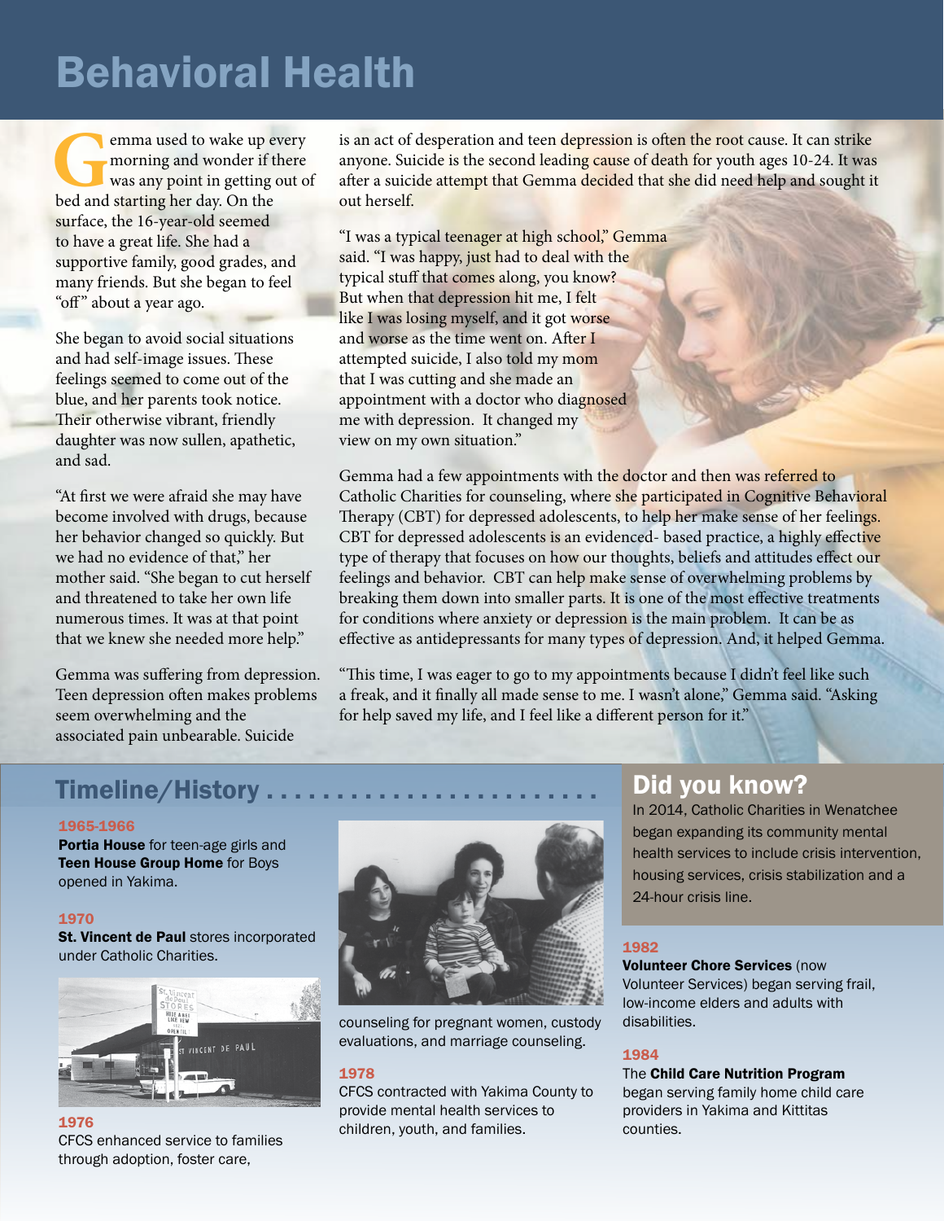# Behavioral Health

Gemma used to wake up every morning and wonder if there was any point in getting out of bed and starting her day. On the surface, the 16-year-old seemed to have a great life. She had a supportive family, good grades, and many friends. But she began to feel "off" about a year ago.

She began to avoid social situations and had self-image issues. These feelings seemed to come out of the blue, and her parents took notice. Their otherwise vibrant, friendly daughter was now sullen, apathetic, and sad.

"At first we were afraid she may have become involved with drugs, because her behavior changed so quickly. But we had no evidence of that," her mother said. "She began to cut herself and threatened to take her own life numerous times. It was at that point that we knew she needed more help."

Gemma was suffering from depression. Teen depression often makes problems seem overwhelming and the associated pain unbearable. Suicide is an act of desperation and teen depression is often the root cause. It can strike anyone. Suicide is the second leading cause of death for youth ages 10-24. It was after a suicide attempt that Gemma decided that she did need help and sought it out herself.

"I was a typical teenager at high school," Gemma said. "I was happy, just had to deal with the typical stuff that comes along, you know? But when that depression hit me, I felt like I was losing myself, and it got worse and worse as the time went on. After I attempted suicide, I also told my mom that I was cutting and she made an appointment with a doctor who diagnosed me with depression. It changed my view on my own situation."

Gemma had a few appointments with the doctor and then was referred to Catholic Charities for counseling, where she participated in Cognitive Behavioral Therapy (CBT) for depressed adolescents, to help her make sense of her feelings. CBT for depressed adolescents is an evidenced- based practice, a highly effective type of therapy that focuses on how our thoughts, beliefs and attitudes effect our feelings and behavior. CBT can help make sense of overwhelming problems by breaking them down into smaller parts. It is one of the most effective treatments for conditions where anxiety or depression is the main problem. It can be as effective as antidepressants for many types of depression. And, it helped Gemma.

"This time, I was eager to go to my appointments because I didn't feel like such a freak, and it finally all made sense to me. I wasn't alone," Gemma said. "Asking for help saved my life, and I feel like a different person for it."

## Timeline/History

**1965-1966**
**Portia House** for teen-age girls and **Teen House Group Home** for Boys opened in Yakima.

**1970**
**St. Vincent de Paul** stores incorporated under Catholic Charities.

**1976**
CFCS enhanced service to families through adoption, foster care, counseling for pregnant women, custody evaluations, and marriage counseling.

**1978**
CFCS contracted with Yakima County to provide mental health services to children, youth, and families.

**1982**
**Volunteer Chore Services** (now Volunteer Services) began serving frail, low-income elders and adults with disabilities.

**1984**
The **Child Care Nutrition Program** began serving family home child care providers in Yakima and Kittitas counties.

## Did you know?

In 2014, Catholic Charities in Wenatchee began expanding its community mental health services to include crisis intervention, housing services, crisis stabilization and a 24-hour crisis line.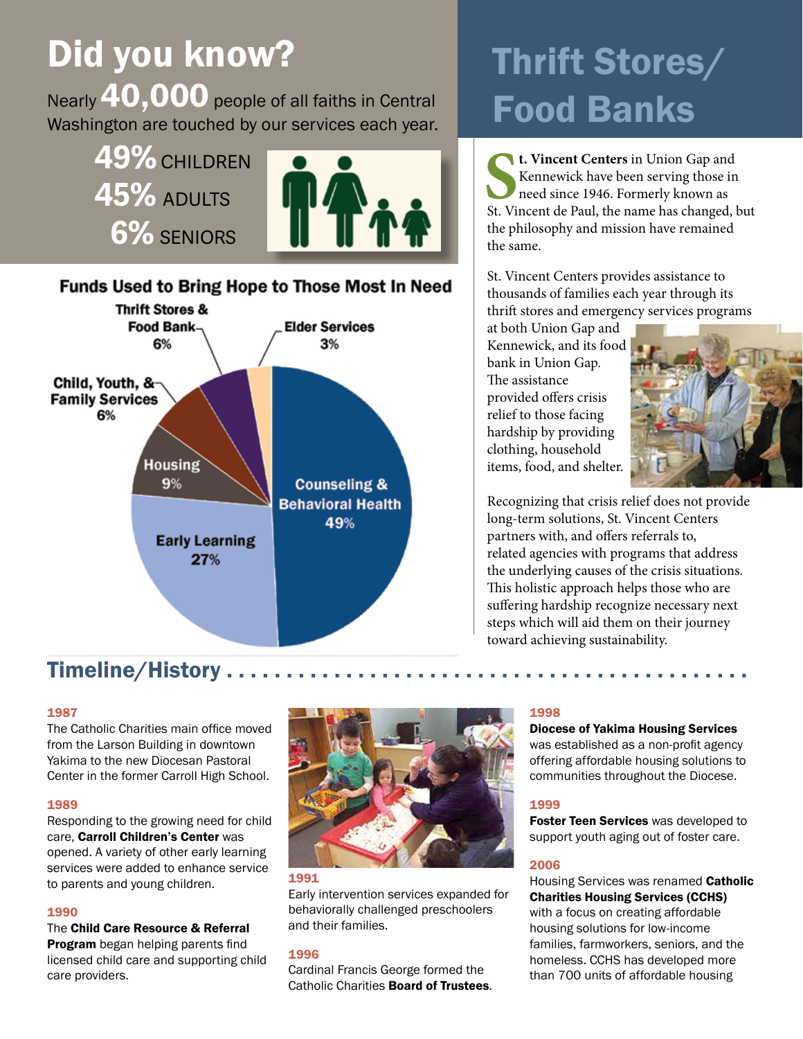# Did you know?

Nearly **40,000** people of all faiths in Central Washington are touched by our services each year.

**49%** CHILDREN
**45%** ADULTS
**6%** SENIORS

## Funds Used to Bring Hope to Those Most In Need

- Counseling & Behavioral Health 49%
- Early Learning 27%
- Housing 9%
- Child, Youth, & Family Services 6%
- Thrift Stores & Food Bank 6%
- Elder Services 3%

# Thrift Stores/ Food Banks

**St. Vincent Centers** in Union Gap and Kennewick have been serving those in need since 1946. Formerly known as St. Vincent de Paul, the name has changed, but the philosophy and mission have remained the same.

St. Vincent Centers provides assistance to thousands of families each year through its thrift stores and emergency services programs at both Union Gap and Kennewick, and its food bank in Union Gap. The assistance provided offers crisis relief to those facing hardship by providing clothing, household items, food, and shelter.

Recognizing that crisis relief does not provide long-term solutions, St. Vincent Centers partners with, and offers referrals to, related agencies with programs that address the underlying causes of the crisis situations. This holistic approach helps those who are suffering hardship recognize necessary next steps which will aid them on their journey toward achieving sustainability.

## Timeline/History

**1987**
The Catholic Charities main office moved from the Larson Building in downtown Yakima to the new Diocesan Pastoral Center in the former Carroll High School.

**1989**
Responding to the growing need for child care, **Carroll Children's Center** was opened. A variety of other early learning services were added to enhance service to parents and young children.

**1990**
The **Child Care Resource & Referral Program** began helping parents find licensed child care and supporting child care providers.

**1991**
Early intervention services expanded for behaviorally challenged preschoolers and their families.

**1996**
Cardinal Francis George formed the Catholic Charities **Board of Trustees**.

**1998**
**Diocese of Yakima Housing Services** was established as a non-profit agency offering affordable housing solutions to communities throughout the Diocese.

**1999**
**Foster Teen Services** was developed to support youth aging out of foster care.

**2006**
Housing Services was renamed **Catholic Charities Housing Services (CCHS)** with a focus on creating affordable housing solutions for low-income families, farmworkers, seniors, and the homeless. CCHS has developed more than 700 units of affordable housing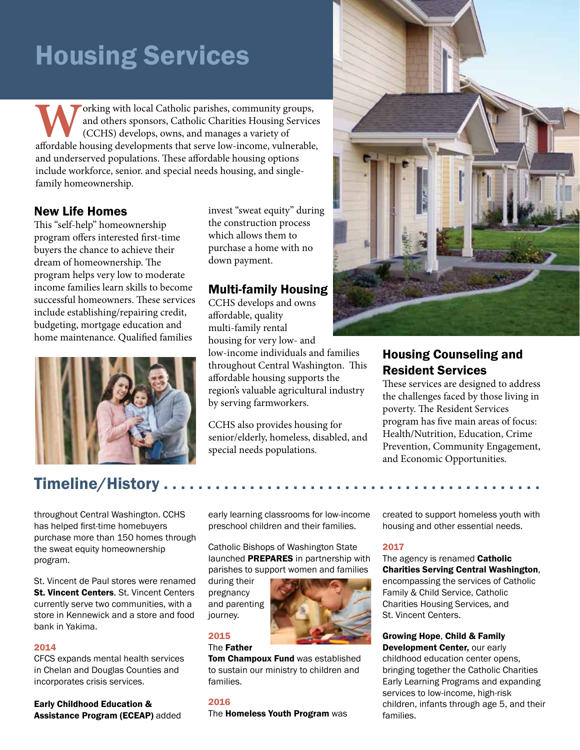# Housing Services

Working with local Catholic parishes, community groups, and others sponsors, Catholic Charities Housing Services (CCHS) develops, owns, and manages a variety of affordable housing developments that serve low-income, vulnerable, and underserved populations. These affordable housing options include workforce, senior. and special needs housing, and single-family homeownership.

## New Life Homes

This "self-help" homeownership program offers interested first-time buyers the chance to achieve their dream of homeownership. The program helps very low to moderate income families learn skills to become successful homeowners. These services include establishing/repairing credit, budgeting, mortgage education and home maintenance. Qualified families invest "sweat equity" during the construction process which allows them to purchase a home with no down payment.

## Multi-family Housing

CCHS develops and owns affordable, quality multi-family rental housing for very low- and low-income individuals and families throughout Central Washington. This affordable housing supports the region's valuable agricultural industry by serving farmworkers.

CCHS also provides housing for senior/elderly, homeless, disabled, and special needs populations.

## Housing Counseling and Resident Services

These services are designed to address the challenges faced by those living in poverty. The Resident Services program has five main areas of focus: Health/Nutrition, Education, Crime Prevention, Community Engagement, and Economic Opportunities.

## Timeline/History

throughout Central Washington. CCHS has helped first-time homebuyers purchase more than 150 homes through the sweat equity homeownership program.

St. Vincent de Paul stores were renamed **St. Vincent Centers**. St. Vincent Centers currently serve two communities, with a store in Kennewick and a store and food bank in Yakima.

### 2014

CFCS expands mental health services in Chelan and Douglas Counties and incorporates crisis services.

**Early Childhood Education & Assistance Program (ECEAP)** added early learning classrooms for low-income preschool children and their families.

Catholic Bishops of Washington State launched **PREPARES** in partnership with parishes to support women and families during their pregnancy and parenting journey.

### 2015

The **Father Tom Champoux Fund** was established to sustain our ministry to children and families.

### 2016

The **Homeless Youth Program** was created to support homeless youth with housing and other essential needs.

### 2017

The agency is renamed **Catholic Charities Serving Central Washington**, encompassing the services of Catholic Family & Child Service, Catholic Charities Housing Services, and St. Vincent Centers.

**Growing Hope**, **Child & Family Development Center,** our early childhood education center opens, bringing together the Catholic Charities Early Learning Programs and expanding services to low-income, high-risk children, infants through age 5, and their families.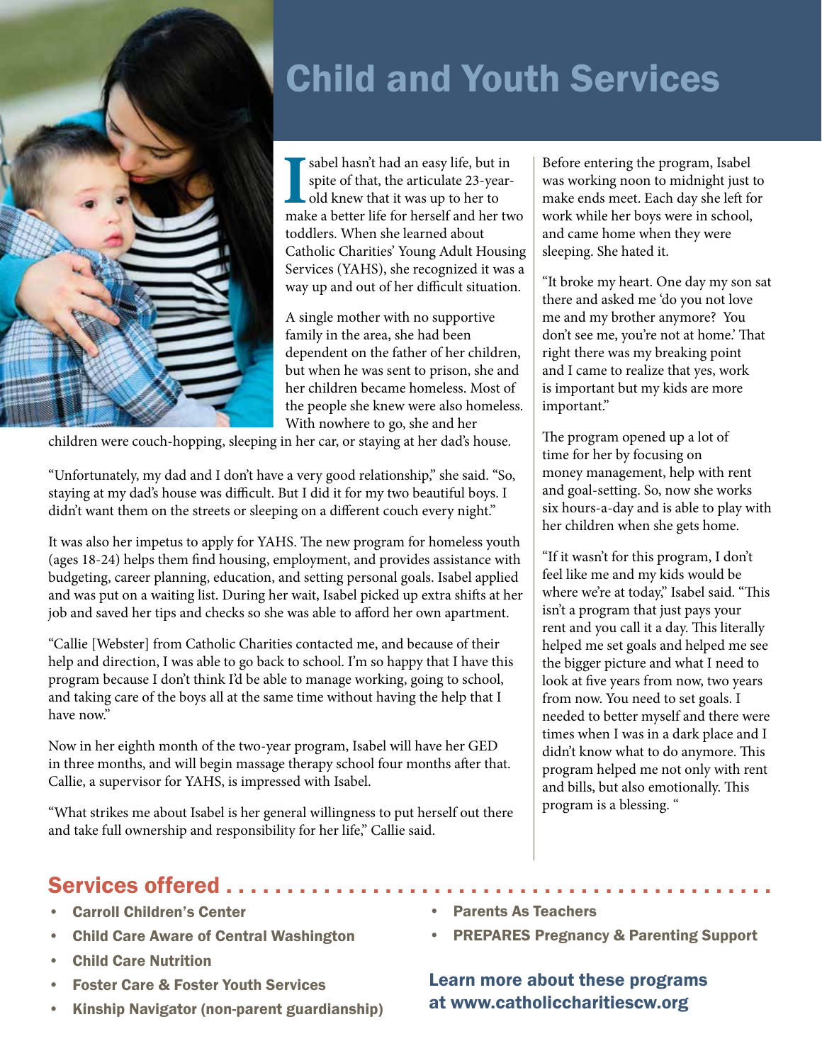# Child and Youth Services

Isabel hasn't had an easy life, but in spite of that, the articulate 23-year-old knew that it was up to her to make a better life for herself and her two toddlers. When she learned about Catholic Charities' Young Adult Housing Services (YAHS), she recognized it was a way up and out of her difficult situation.

A single mother with no supportive family in the area, she had been dependent on the father of her children, but when he was sent to prison, she and her children became homeless. Most of the people she knew were also homeless. With nowhere to go, she and her children were couch-hopping, sleeping in her car, or staying at her dad's house.

"Unfortunately, my dad and I don't have a very good relationship," she said. "So, staying at my dad's house was difficult. But I did it for my two beautiful boys. I didn't want them on the streets or sleeping on a different couch every night."

It was also her impetus to apply for YAHS. The new program for homeless youth (ages 18-24) helps them find housing, employment, and provides assistance with budgeting, career planning, education, and setting personal goals. Isabel applied and was put on a waiting list. During her wait, Isabel picked up extra shifts at her job and saved her tips and checks so she was able to afford her own apartment.

"Callie [Webster] from Catholic Charities contacted me, and because of their help and direction, I was able to go back to school. I'm so happy that I have this program because I don't think I'd be able to manage working, going to school, and taking care of the boys all at the same time without having the help that I have now."

Now in her eighth month of the two-year program, Isabel will have her GED in three months, and will begin massage therapy school four months after that. Callie, a supervisor for YAHS, is impressed with Isabel.

"What strikes me about Isabel is her general willingness to put herself out there and take full ownership and responsibility for her life," Callie said.

Before entering the program, Isabel was working noon to midnight just to make ends meet. Each day she left for work while her boys were in school, and came home when they were sleeping. She hated it.

"It broke my heart. One day my son sat there and asked me 'do you not love me and my brother anymore? You don't see me, you're not at home.' That right there was my breaking point and I came to realize that yes, work is important but my kids are more important."

The program opened up a lot of time for her by focusing on money management, help with rent and goal-setting. So, now she works six hours-a-day and is able to play with her children when she gets home.

"If it wasn't for this program, I don't feel like me and my kids would be where we're at today," Isabel said. "This isn't a program that just pays your rent and you call it a day. This literally helped me set goals and helped me see the bigger picture and what I need to look at five years from now, two years from now. You need to set goals. I needed to better myself and there were times when I was in a dark place and I didn't know what to do anymore. This program helped me not only with rent and bills, but also emotionally. This program is a blessing. "

## Services offered

- **Carroll Children's Center**
- **Child Care Aware of Central Washington**
- **Child Care Nutrition**
- **Foster Care & Foster Youth Services**
- **Kinship Navigator (non-parent guardianship)**
- **Parents As Teachers**
- **PREPARES Pregnancy & Parenting Support**

**Learn more about these programs at www.catholiccharitiescw.org**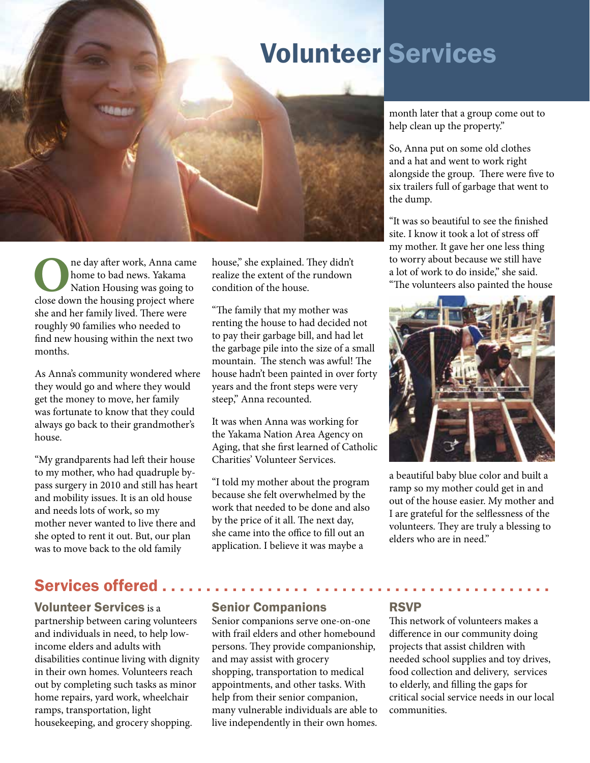# Volunteer Services

One day after work, Anna came home to bad news. Yakama Nation Housing was going to close down the housing project where she and her family lived. There were roughly 90 families who needed to find new housing within the next two months.

As Anna's community wondered where they would go and where they would get the money to move, her family was fortunate to know that they could always go back to their grandmother's house.

"My grandparents had left their house to my mother, who had quadruple by-pass surgery in 2010 and still has heart and mobility issues. It is an old house and needs lots of work, so my mother never wanted to live there and she opted to rent it out. But, our plan was to move back to the old family house," she explained. They didn't realize the extent of the rundown condition of the house.

"The family that my mother was renting the house to had decided not to pay their garbage bill, and had let the garbage pile into the size of a small mountain. The stench was awful! The house hadn't been painted in over forty years and the front steps were very steep," Anna recounted.

It was when Anna was working for the Yakama Nation Area Agency on Aging, that she first learned of Catholic Charities' Volunteer Services.

"I told my mother about the program because she felt overwhelmed by the work that needed to be done and also by the price of it all. The next day, she came into the office to fill out an application. I believe it was maybe a month later that a group come out to help clean up the property."

So, Anna put on some old clothes and a hat and went to work right alongside the group. There were five to six trailers full of garbage that went to the dump.

"It was so beautiful to see the finished site. I know it took a lot of stress off my mother. It gave her one less thing to worry about because we still have a lot of work to do inside," she said. "The volunteers also painted the house a beautiful baby blue color and built a ramp so my mother could get in and out of the house easier. My mother and I are grateful for the selflessness of the volunteers. They are truly a blessing to elders who are in need."

## Services offered

**Volunteer Services** is a partnership between caring volunteers and individuals in need, to help low-income elders and adults with disabilities continue living with dignity in their own homes. Volunteers reach out by completing such tasks as minor home repairs, yard work, wheelchair ramps, transportation, light housekeeping, and grocery shopping.

### Senior Companions

Senior companions serve one-on-one with frail elders and other homebound persons. They provide companionship, and may assist with grocery shopping, transportation to medical appointments, and other tasks. With help from their senior companion, many vulnerable individuals are able to live independently in their own homes.

### RSVP

This network of volunteers makes a difference in our community doing projects that assist children with needed school supplies and toy drives, food collection and delivery, services to elderly, and filling the gaps for critical social service needs in our local communities.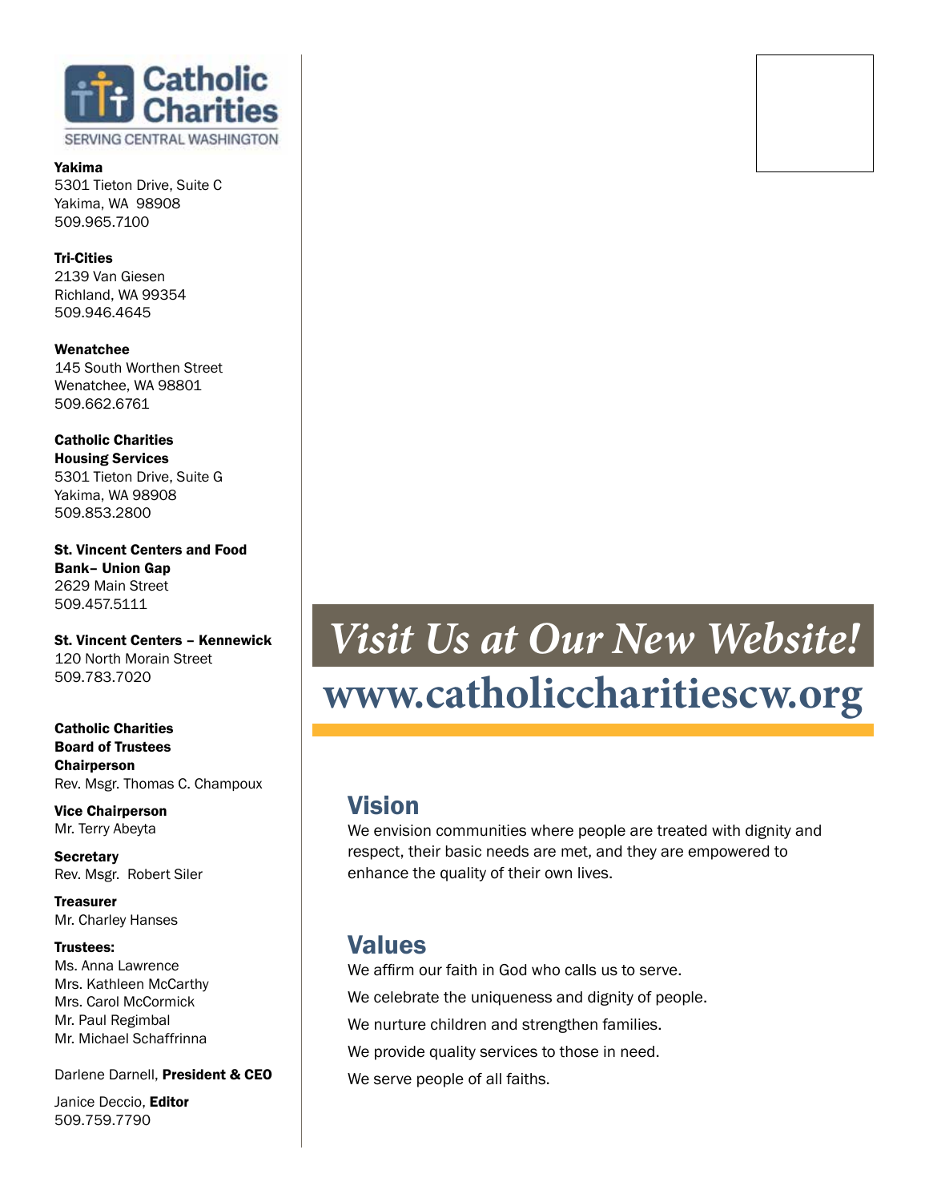Catholic Charities
SERVING CENTRAL WASHINGTON

**Yakima**
5301 Tieton Drive, Suite C
Yakima, WA 98908
509.965.7100

**Tri-Cities**
2139 Van Giesen
Richland, WA 99354
509.946.4645

**Wenatchee**
145 South Worthen Street
Wenatchee, WA 98801
509.662.6761

**Catholic Charities Housing Services**
5301 Tieton Drive, Suite G
Yakima, WA 98908
509.853.2800

**St. Vincent Centers and Food Bank– Union Gap**
2629 Main Street
509.457.5111

**St. Vincent Centers – Kennewick**
120 North Morain Street
509.783.7020

**Catholic Charities Board of Trustees**

**Chairperson**
Rev. Msgr. Thomas C. Champoux

**Vice Chairperson**
Mr. Terry Abeyta

**Secretary**
Rev. Msgr. Robert Siler

**Treasurer**
Mr. Charley Hanses

**Trustees:**
Ms. Anna Lawrence
Mrs. Kathleen McCarthy
Mrs. Carol McCormick
Mr. Paul Regimbal
Mr. Michael Schaffrinna

Darlene Darnell, **President & CEO**

Janice Deccio, **Editor**
509.759.7790

# *Visit Us at Our New Website!*

# www.catholiccharitiescw.org

## Vision

We envision communities where people are treated with dignity and respect, their basic needs are met, and they are empowered to enhance the quality of their own lives.

## Values

We affirm our faith in God who calls us to serve.

We celebrate the uniqueness and dignity of people.

We nurture children and strengthen families.

We provide quality services to those in need.

We serve people of all faiths.